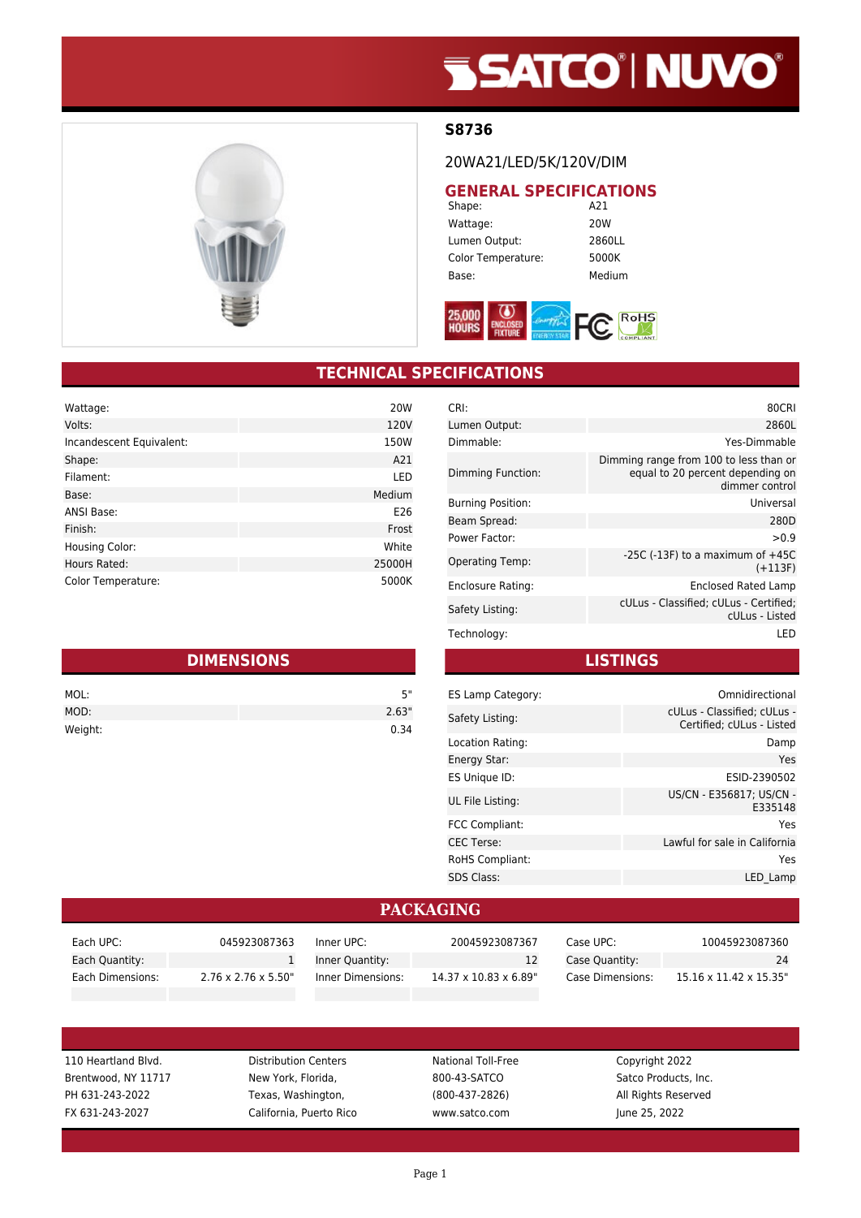# SATCO | NUVO

## S8736

20WA21/LED/5K/120V/DIM

### GENERAL SPECIFICATIONS

| | |
|---|---|
| Shape: | A21 |
| Wattage: | 20W |
| Lumen Output: | 2860LL |
| Color Temperature: | 5000K |
| Base: | Medium |

## TECHNICAL SPECIFICATIONS

| | |
|---|---|
| Wattage: | 20W |
| Volts: | 120V |
| Incandescent Equivalent: | 150W |
| Shape: | A21 |
| Filament: | LED |
| Base: | Medium |
| ANSI Base: | E26 |
| Finish: | Frost |
| Housing Color: | White |
| Hours Rated: | 25000H |
| Color Temperature: | 5000K |

| | |
|---|---|
| CRI: | 80CRI |
| Lumen Output: | 2860L |
| Dimmable: | Yes-Dimmable |
| Dimming Function: | Dimming range from 100 to less than or equal to 20 percent depending on dimmer control |
| Burning Position: | Universal |
| Beam Spread: | 280D |
| Power Factor: | >0.9 |
| Operating Temp: | -25C (-13F) to a maximum of +45C (+113F) |
| Enclosure Rating: | Enclosed Rated Lamp |
| Safety Listing: | cULus - Classified; cULus - Certified; cULus - Listed |
| Technology: | LED |

## DIMENSIONS

| | |
|---|---|
| MOL: | 5" |
| MOD: | 2.63" |
| Weight: | 0.34 |

## LISTINGS

| | |
|---|---|
| ES Lamp Category: | Omnidirectional |
| Safety Listing: | cULus - Classified; cULus - Certified; cULus - Listed |
| Location Rating: | Damp |
| Energy Star: | Yes |
| ES Unique ID: | ESID-2390502 |
| UL File Listing: | US/CN - E356817; US/CN - E335148 |
| FCC Compliant: | Yes |
| CEC Terse: | Lawful for sale in California |
| RoHS Compliant: | Yes |
| SDS Class: | LED_Lamp |

## PACKAGING

| | | | | | |
|---|---|---|---|---|---|
| Each UPC: | 045923087363 | Inner UPC: | 20045923087367 | Case UPC: | 10045923087360 |
| Each Quantity: | 1 | Inner Quantity: | 12 | Case Quantity: | 24 |
| Each Dimensions: | 2.76 x 2.76 x 5.50" | Inner Dimensions: | 14.37 x 10.83 x 6.89" | Case Dimensions: | 15.16 x 11.42 x 15.35" |

| | | | |
|---|---|---|---|
| 110 Heartland Blvd. | Distribution Centers | National Toll-Free | Copyright 2022 |
| Brentwood, NY 11717 | New York, Florida, | 800-43-SATCO | Satco Products, Inc. |
| PH 631-243-2022 | Texas, Washington, | (800-437-2826) | All Rights Reserved |
| FX 631-243-2027 | California, Puerto Rico | www.satco.com | June 25, 2022 |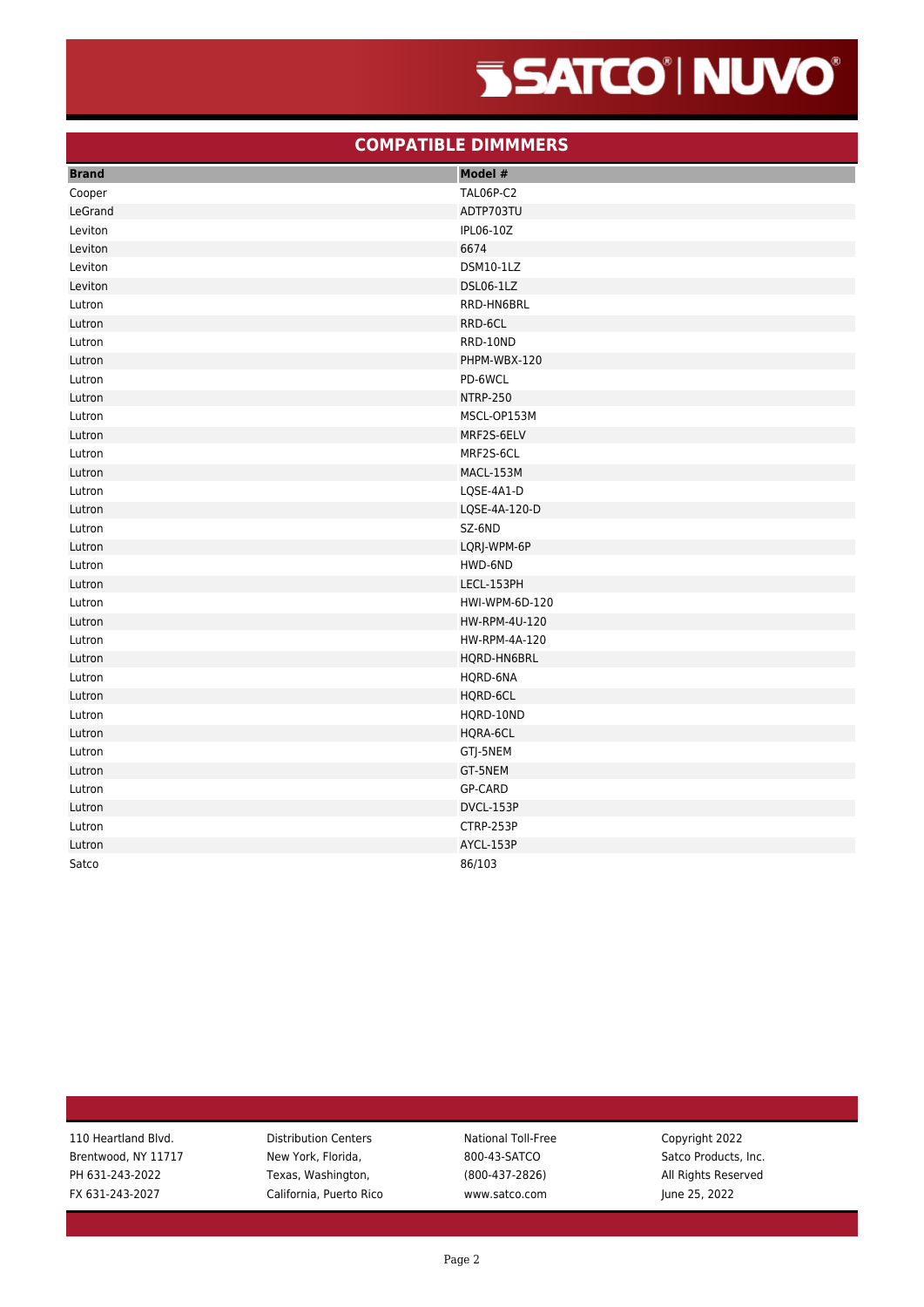## COMPATIBLE DIMMMERS

| Brand | Model # |
|---|---|
| Cooper | TAL06P-C2 |
| LeGrand | ADTP703TU |
| Leviton | IPL06-10Z |
| Leviton | 6674 |
| Leviton | DSM10-1LZ |
| Leviton | DSL06-1LZ |
| Lutron | RRD-HN6BRL |
| Lutron | RRD-6CL |
| Lutron | RRD-10ND |
| Lutron | PHPM-WBX-120 |
| Lutron | PD-6WCL |
| Lutron | NTRP-250 |
| Lutron | MSCL-OP153M |
| Lutron | MRF2S-6ELV |
| Lutron | MRF2S-6CL |
| Lutron | MACL-153M |
| Lutron | LQSE-4A1-D |
| Lutron | LQSE-4A-120-D |
| Lutron | SZ-6ND |
| Lutron | LQRJ-WPM-6P |
| Lutron | HWD-6ND |
| Lutron | LECL-153PH |
| Lutron | HWI-WPM-6D-120 |
| Lutron | HW-RPM-4U-120 |
| Lutron | HW-RPM-4A-120 |
| Lutron | HQRD-HN6BRL |
| Lutron | HQRD-6NA |
| Lutron | HQRD-6CL |
| Lutron | HQRD-10ND |
| Lutron | HQRA-6CL |
| Lutron | GTJ-5NEM |
| Lutron | GT-5NEM |
| Lutron | GP-CARD |
| Lutron | DVCL-153P |
| Lutron | CTRP-253P |
| Lutron | AYCL-153P |
| Satco | 86/103 |

110 Heartland Blvd.
Brentwood, NY 11717
PH 631-243-2022
FX 631-243-2027

Distribution Centers
New York, Florida,
Texas, Washington,
California, Puerto Rico

National Toll-Free
800-43-SATCO
(800-437-2826)
www.satco.com

Copyright 2022
Satco Products, Inc.
All Rights Reserved
June 25, 2022